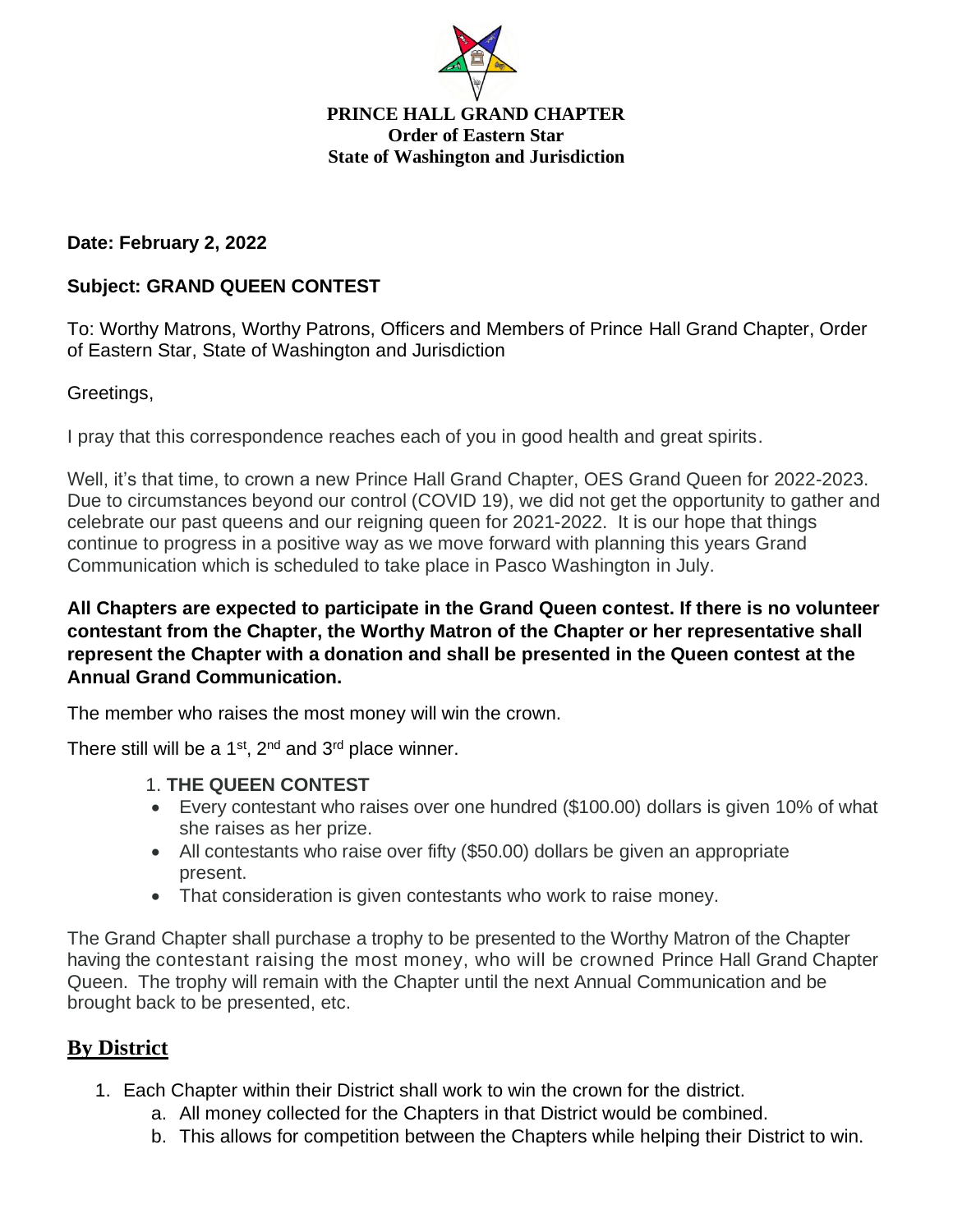**PRINCE HALL GRAND CHAPTER**
**Order of Eastern Star**
**State of Washington and Jurisdiction**

**Date: February 2, 2022**

**Subject: GRAND QUEEN CONTEST**

To: Worthy Matrons, Worthy Patrons, Officers and Members of Prince Hall Grand Chapter, Order of Eastern Star, State of Washington and Jurisdiction

Greetings,

I pray that this correspondence reaches each of you in good health and great spirits.

Well, it's that time, to crown a new Prince Hall Grand Chapter, OES Grand Queen for 2022-2023. Due to circumstances beyond our control (COVID 19), we did not get the opportunity to gather and celebrate our past queens and our reigning queen for 2021-2022. It is our hope that things continue to progress in a positive way as we move forward with planning this years Grand Communication which is scheduled to take place in Pasco Washington in July.

**All Chapters are expected to participate in the Grand Queen contest. If there is no volunteer contestant from the Chapter, the Worthy Matron of the Chapter or her representative shall represent the Chapter with a donation and shall be presented in the Queen contest at the Annual Grand Communication.**

The member who raises the most money will win the crown.

There still will be a 1st, 2nd and 3rd place winner.

1. **THE QUEEN CONTEST**

- Every contestant who raises over one hundred ($100.00) dollars is given 10% of what she raises as her prize.
- All contestants who raise over fifty ($50.00) dollars be given an appropriate present.
- That consideration is given contestants who work to raise money.

The Grand Chapter shall purchase a trophy to be presented to the Worthy Matron of the Chapter having the contestant raising the most money, who will be crowned Prince Hall Grand Chapter Queen. The trophy will remain with the Chapter until the next Annual Communication and be brought back to be presented, etc.

## By District

1. Each Chapter within their District shall work to win the crown for the district.
   a. All money collected for the Chapters in that District would be combined.
   b. This allows for competition between the Chapters while helping their District to win.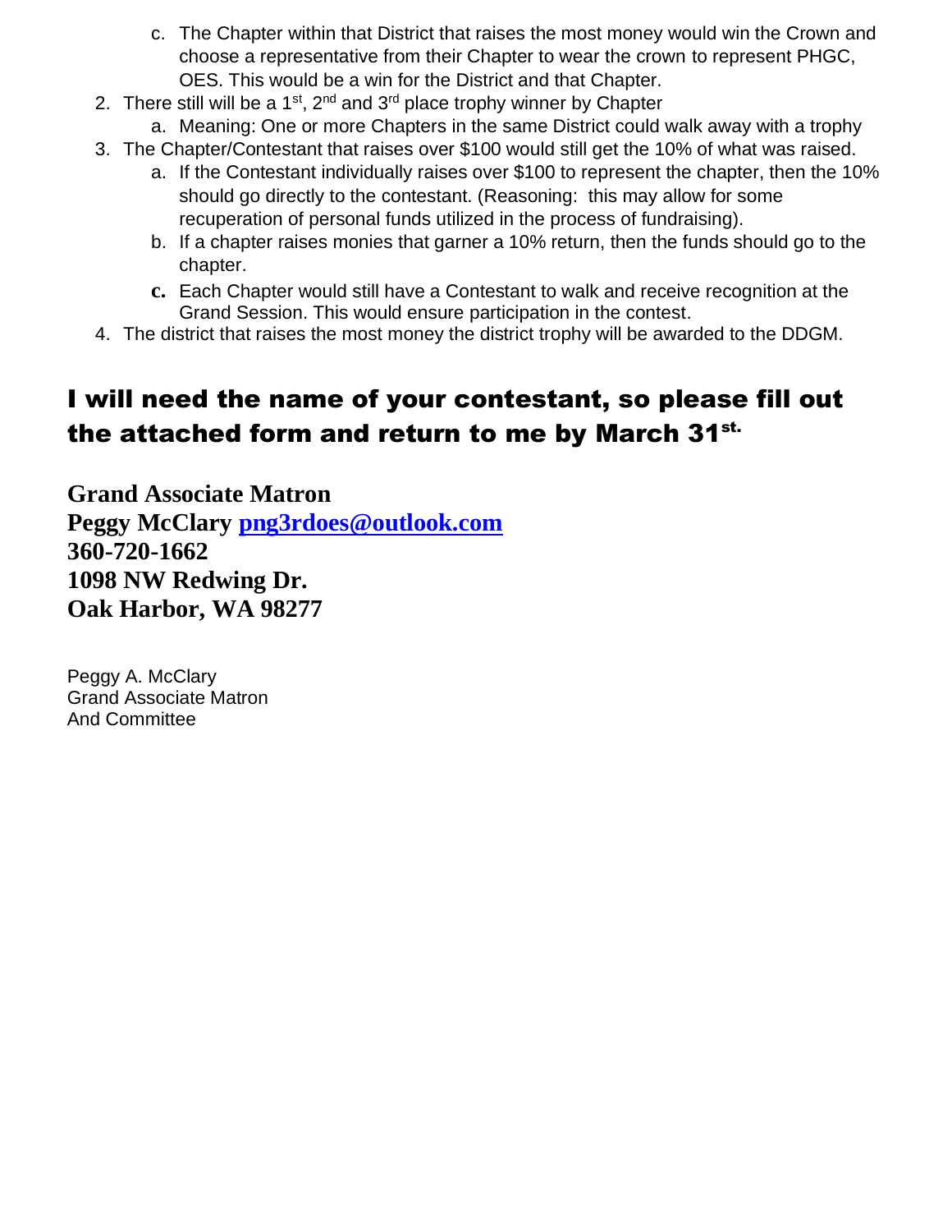c. The Chapter within that District that raises the most money would win the Crown and choose a representative from their Chapter to wear the crown to represent PHGC, OES. This would be a win for the District and that Chapter.
2. There still will be a 1st, 2nd and 3rd place trophy winner by Chapter
   a. Meaning: One or more Chapters in the same District could walk away with a trophy
3. The Chapter/Contestant that raises over $100 would still get the 10% of what was raised.
   a. If the Contestant individually raises over $100 to represent the chapter, then the 10% should go directly to the contestant. (Reasoning: this may allow for some recuperation of personal funds utilized in the process of fundraising).
   b. If a chapter raises monies that garner a 10% return, then the funds should go to the chapter.
   c. Each Chapter would still have a Contestant to walk and receive recognition at the Grand Session. This would ensure participation in the contest.
4. The district that raises the most money the district trophy will be awarded to the DDGM.

## I will need the name of your contestant, so please fill out the attached form and return to me by March 31st.

**Grand Associate Matron**
**Peggy McClary [png3rdoes@outlook.com](mailto:png3rdoes@outlook.com)**
**360-720-1662**
**1098 NW Redwing Dr.**
**Oak Harbor, WA 98277**

Peggy A. McClary
Grand Associate Matron
And Committee